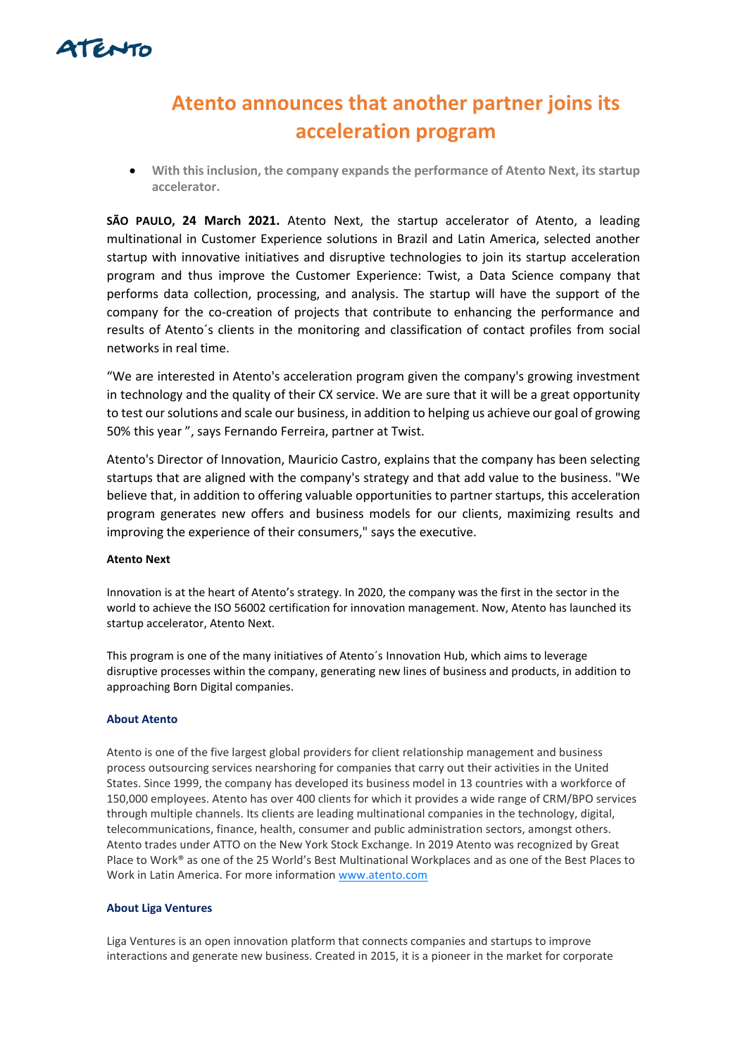# Atento announces that another partner joins its acceleration program

- **With this inclusion, the company expands the performance of Atento Next, its startup accelerator.**

**SÃO PAULO, 24 March 2021.** Atento Next, the startup accelerator of Atento, a leading multinational in Customer Experience solutions in Brazil and Latin America, selected another startup with innovative initiatives and disruptive technologies to join its startup acceleration program and thus improve the Customer Experience: Twist, a Data Science company that performs data collection, processing, and analysis. The startup will have the support of the company for the co-creation of projects that contribute to enhancing the performance and results of Atento´s clients in the monitoring and classification of contact profiles from social networks in real time.

"We are interested in Atento's acceleration program given the company's growing investment in technology and the quality of their CX service. We are sure that it will be a great opportunity to test our solutions and scale our business, in addition to helping us achieve our goal of growing 50% this year ", says Fernando Ferreira, partner at Twist.

Atento's Director of Innovation, Mauricio Castro, explains that the company has been selecting startups that are aligned with the company's strategy and that add value to the business. "We believe that, in addition to offering valuable opportunities to partner startups, this acceleration program generates new offers and business models for our clients, maximizing results and improving the experience of their consumers," says the executive.

**Atento Next**

Innovation is at the heart of Atento's strategy. In 2020, the company was the first in the sector in the world to achieve the ISO 56002 certification for innovation management. Now, Atento has launched its startup accelerator, Atento Next.

This program is one of the many initiatives of Atento´s Innovation Hub, which aims to leverage disruptive processes within the company, generating new lines of business and products, in addition to approaching Born Digital companies.

**About Atento**

Atento is one of the five largest global providers for client relationship management and business process outsourcing services nearshoring for companies that carry out their activities in the United States. Since 1999, the company has developed its business model in 13 countries with a workforce of 150,000 employees. Atento has over 400 clients for which it provides a wide range of CRM/BPO services through multiple channels. Its clients are leading multinational companies in the technology, digital, telecommunications, finance, health, consumer and public administration sectors, amongst others. Atento trades under ATTO on the New York Stock Exchange. In 2019 Atento was recognized by Great Place to Work® as one of the 25 World's Best Multinational Workplaces and as one of the Best Places to Work in Latin America. For more information [www.atento.com](http://www.atento.com)

**About Liga Ventures**

Liga Ventures is an open innovation platform that connects companies and startups to improve interactions and generate new business. Created in 2015, it is a pioneer in the market for corporate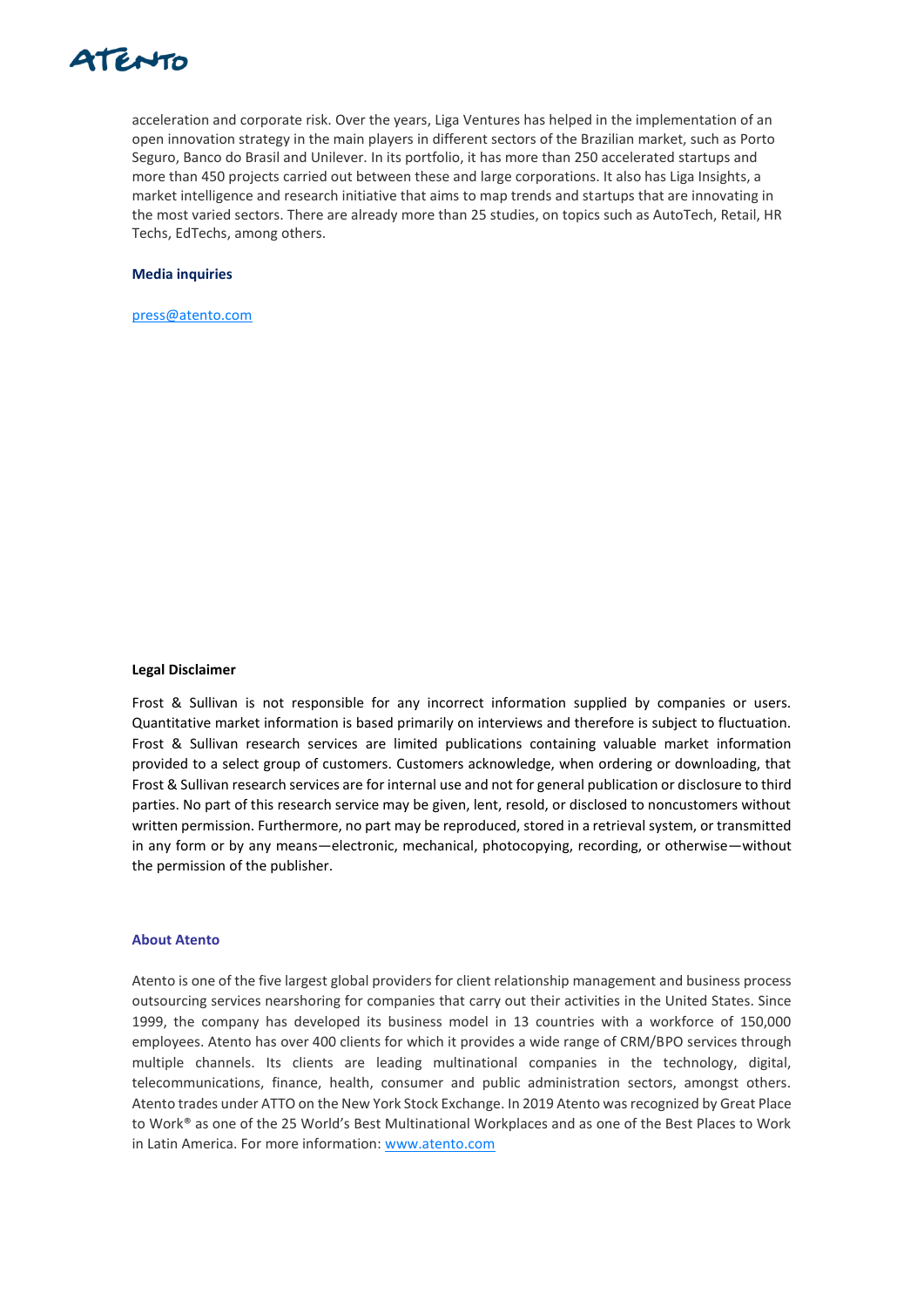acceleration and corporate risk. Over the years, Liga Ventures has helped in the implementation of an open innovation strategy in the main players in different sectors of the Brazilian market, such as Porto Seguro, Banco do Brasil and Unilever. In its portfolio, it has more than 250 accelerated startups and more than 450 projects carried out between these and large corporations. It also has Liga Insights, a market intelligence and research initiative that aims to map trends and startups that are innovating in the most varied sectors. There are already more than 25 studies, on topics such as AutoTech, Retail, HR Techs, EdTechs, among others.

**Media inquiries**

press@atento.com

**Legal Disclaimer**

Frost & Sullivan is not responsible for any incorrect information supplied by companies or users. Quantitative market information is based primarily on interviews and therefore is subject to fluctuation. Frost & Sullivan research services are limited publications containing valuable market information provided to a select group of customers. Customers acknowledge, when ordering or downloading, that Frost & Sullivan research services are for internal use and not for general publication or disclosure to third parties. No part of this research service may be given, lent, resold, or disclosed to noncustomers without written permission. Furthermore, no part may be reproduced, stored in a retrieval system, or transmitted in any form or by any means—electronic, mechanical, photocopying, recording, or otherwise—without the permission of the publisher.

**About Atento**

Atento is one of the five largest global providers for client relationship management and business process outsourcing services nearshoring for companies that carry out their activities in the United States. Since 1999, the company has developed its business model in 13 countries with a workforce of 150,000 employees. Atento has over 400 clients for which it provides a wide range of CRM/BPO services through multiple channels. Its clients are leading multinational companies in the technology, digital, telecommunications, finance, health, consumer and public administration sectors, amongst others. Atento trades under ATTO on the New York Stock Exchange. In 2019 Atento was recognized by Great Place to Work® as one of the 25 World's Best Multinational Workplaces and as one of the Best Places to Work in Latin America. For more information: www.atento.com